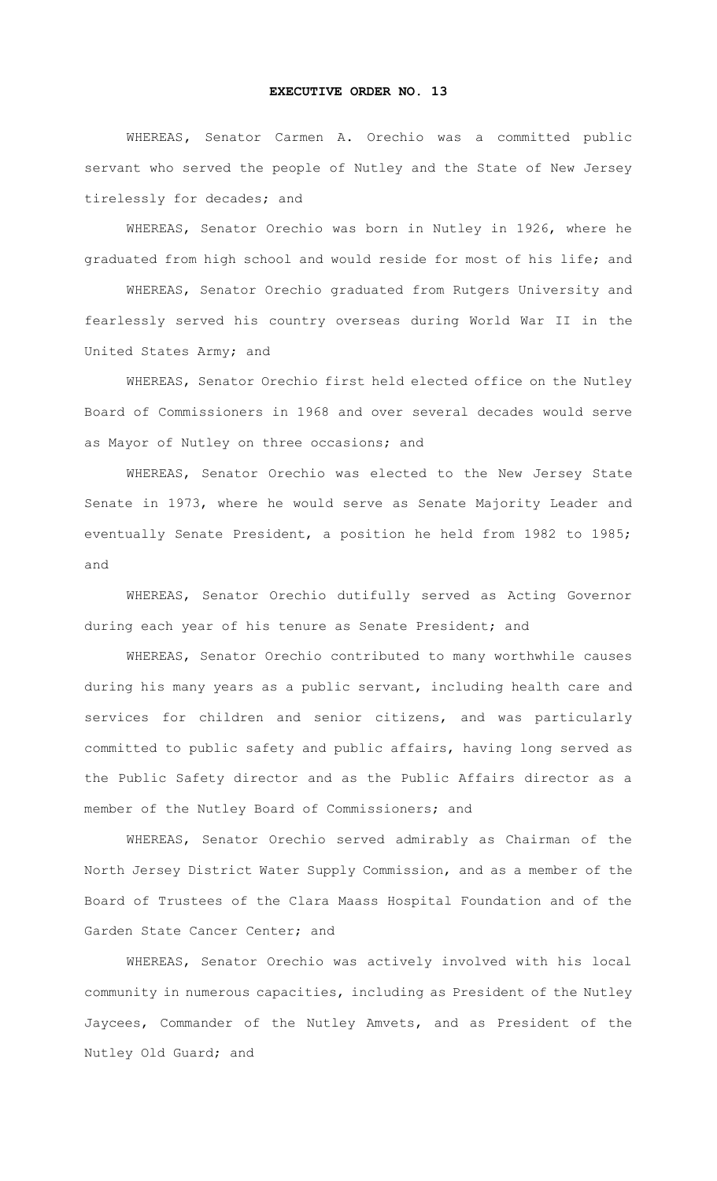# EXECUTIVE ORDER NO. 13

WHEREAS, Senator Carmen A. Orechio was a committed public servant who served the people of Nutley and the State of New Jersey tirelessly for decades; and

WHEREAS, Senator Orechio was born in Nutley in 1926, where he graduated from high school and would reside for most of his life; and

WHEREAS, Senator Orechio graduated from Rutgers University and fearlessly served his country overseas during World War II in the United States Army; and

WHEREAS, Senator Orechio first held elected office on the Nutley Board of Commissioners in 1968 and over several decades would serve as Mayor of Nutley on three occasions; and

WHEREAS, Senator Orechio was elected to the New Jersey State Senate in 1973, where he would serve as Senate Majority Leader and eventually Senate President, a position he held from 1982 to 1985; and

WHEREAS, Senator Orechio dutifully served as Acting Governor during each year of his tenure as Senate President; and

WHEREAS, Senator Orechio contributed to many worthwhile causes during his many years as a public servant, including health care and services for children and senior citizens, and was particularly committed to public safety and public affairs, having long served as the Public Safety director and as the Public Affairs director as a member of the Nutley Board of Commissioners; and

WHEREAS, Senator Orechio served admirably as Chairman of the North Jersey District Water Supply Commission, and as a member of the Board of Trustees of the Clara Maass Hospital Foundation and of the Garden State Cancer Center; and

WHEREAS, Senator Orechio was actively involved with his local community in numerous capacities, including as President of the Nutley Jaycees, Commander of the Nutley Amvets, and as President of the Nutley Old Guard; and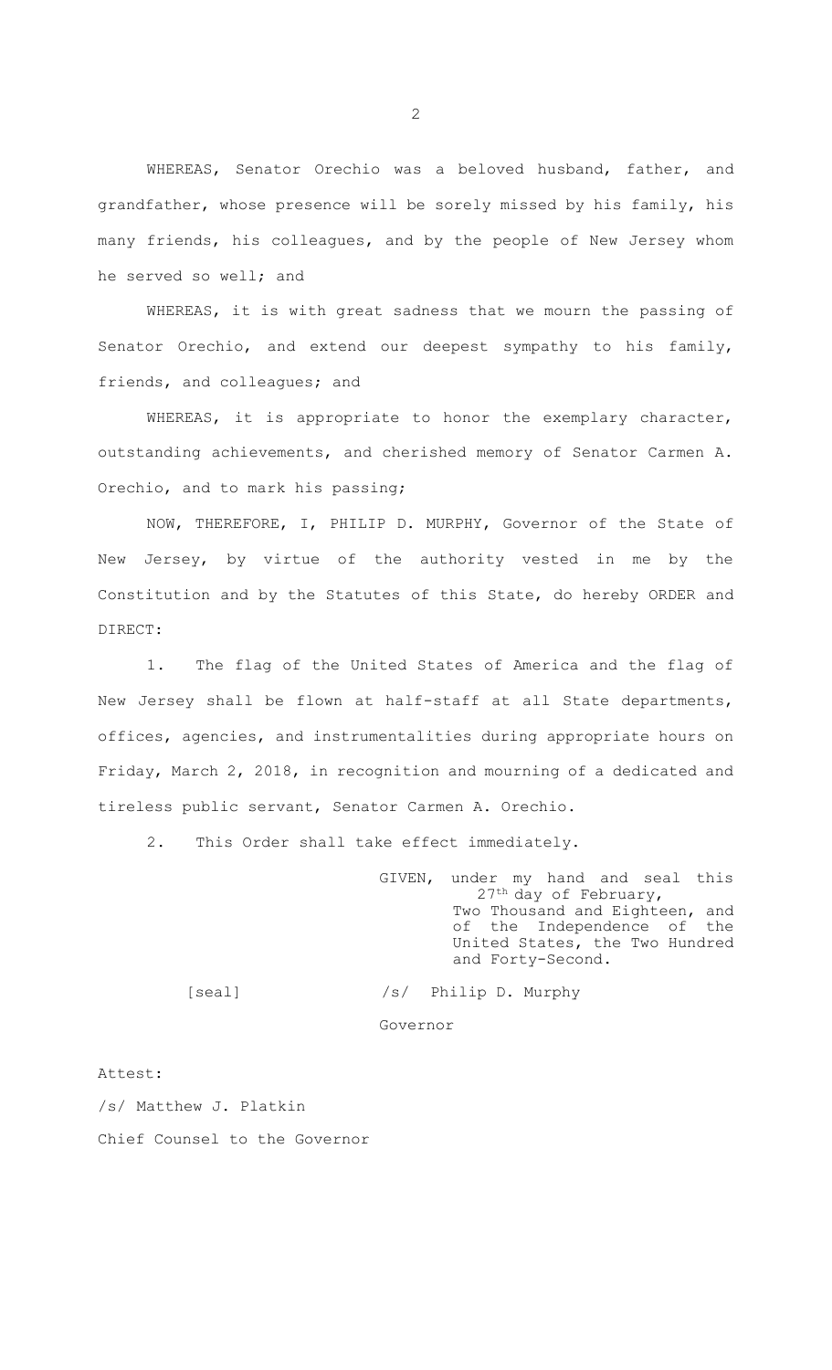WHEREAS, Senator Orechio was a beloved husband, father, and grandfather, whose presence will be sorely missed by his family, his many friends, his colleagues, and by the people of New Jersey whom he served so well; and

WHEREAS, it is with great sadness that we mourn the passing of Senator Orechio, and extend our deepest sympathy to his family, friends, and colleagues; and

WHEREAS, it is appropriate to honor the exemplary character, outstanding achievements, and cherished memory of Senator Carmen A. Orechio, and to mark his passing;

NOW, THEREFORE, I, PHILIP D. MURPHY, Governor of the State of New Jersey, by virtue of the authority vested in me by the Constitution and by the Statutes of this State, do hereby ORDER and DIRECT:

1. The flag of the United States of America and the flag of New Jersey shall be flown at half-staff at all State departments, offices, agencies, and instrumentalities during appropriate hours on Friday, March 2, 2018, in recognition and mourning of a dedicated and tireless public servant, Senator Carmen A. Orechio.

2. This Order shall take effect immediately.

GIVEN, under my hand and seal this 27th day of February, Two Thousand and Eighteen, and of the Independence of the United States, the Two Hundred and Forty-Second.

[seal]

/s/ Philip D. Murphy

Governor

Attest:

/s/ Matthew J. Platkin

Chief Counsel to the Governor